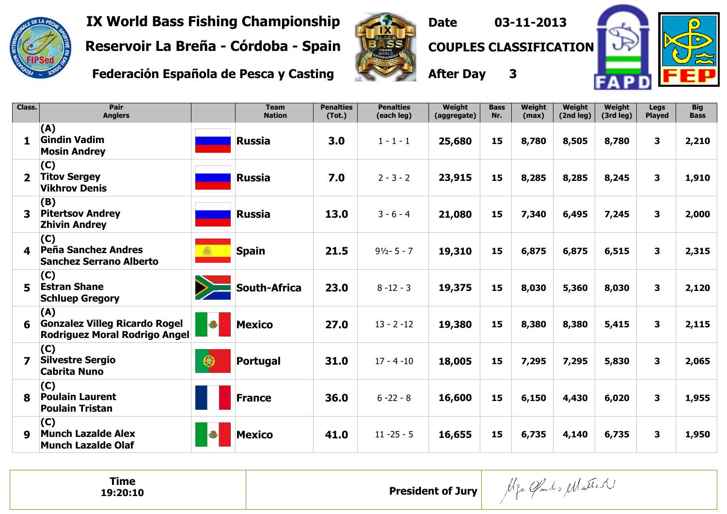# IX World Bass Fishing Championship

## Reservoir La Breña - Córdoba - Spain

## Federación Española de Pesca y Casting

**Date** 03-11-2013

**COUPLES CLASSIFICATION**

**After Day** 3

| Class. | Pair Anglers | | Team Nation | Penalties (Tot.) | Penalties (each leg) | Weight (aggregate) | Bass Nr. | Weight (max) | Weight (2nd leg) | Weight (3rd leg) | Legs Played | Big Bass |
|---|---|---|---|---|---|---|---|---|---|---|---|---|
| 1 | (A) Gindin Vadim Mosin Andrey | | Russia | 3.0 | 1 - 1 - 1 | 25,680 | 15 | 8,780 | 8,505 | 8,780 | 3 | 2,210 |
| 2 | (C) Titov Sergey Vikhrov Denis | | Russia | 7.0 | 2 - 3 - 2 | 23,915 | 15 | 8,285 | 8,285 | 8,245 | 3 | 1,910 |
| 3 | (B) Pitertsov Andrey Zhivin Andrey | | Russia | 13.0 | 3 - 6 - 4 | 21,080 | 15 | 7,340 | 6,495 | 7,245 | 3 | 2,000 |
| 4 | (C) Peña Sanchez Andres Sanchez Serrano Alberto | | Spain | 21.5 | 9½- 5 - 7 | 19,310 | 15 | 6,875 | 6,875 | 6,515 | 3 | 2,315 |
| 5 | (C) Estran Shane Schluep Gregory | | South-Africa | 23.0 | 8 -12 - 3 | 19,375 | 15 | 8,030 | 5,360 | 8,030 | 3 | 2,120 |
| 6 | (A) Gonzalez Villeg Ricardo Rogel Rodriguez Moral Rodrigo Angel | | Mexico | 27.0 | 13 - 2 -12 | 19,380 | 15 | 8,380 | 8,380 | 5,415 | 3 | 2,115 |
| 7 | (C) Silvestre Sergio Cabrita Nuno | | Portugal | 31.0 | 17 - 4 -10 | 18,005 | 15 | 7,295 | 7,295 | 5,830 | 3 | 2,065 |
| 8 | (C) Poulain Laurent Poulain Tristan | | France | 36.0 | 6 -22 - 8 | 16,600 | 15 | 6,150 | 4,430 | 6,020 | 3 | 1,955 |
| 9 | (C) Munch Lazalde Alex Munch Lazalde Olaf | | Mexico | 41.0 | 11 -25 - 5 | 16,655 | 15 | 6,735 | 4,140 | 6,735 | 3 | 1,950 |

| Time 19:20:10 | President of Jury | |
|---|---|---|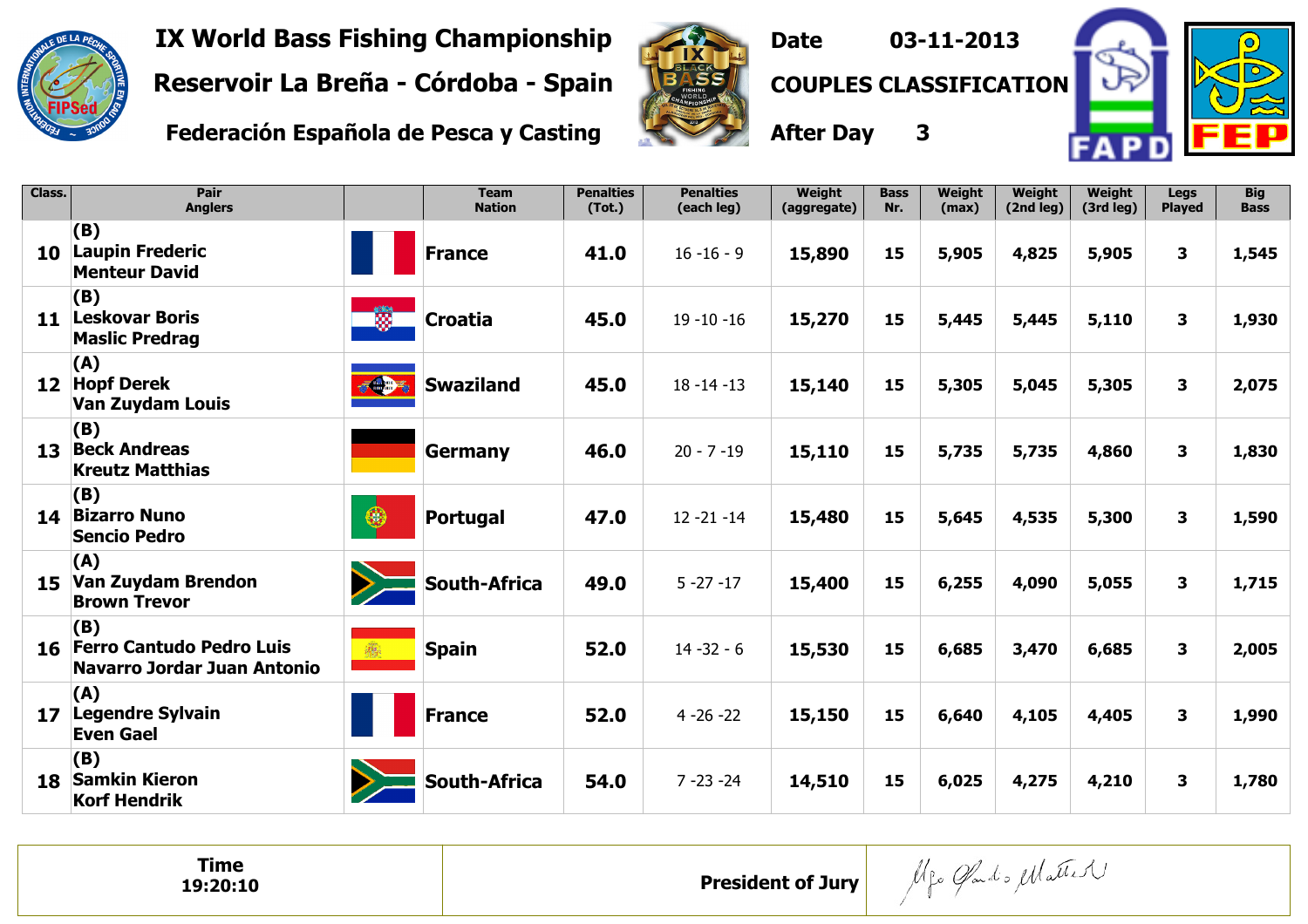# IX World Bass Fishing Championship

## Reservoir La Breña - Córdoba - Spain

**Federación Española de Pesca y Casting**

**Date** 03-11-2013

**COUPLES CLASSIFICATION**

**After Day** 3

| Class. | Pair Anglers | | Team Nation | Penalties (Tot.) | Penalties (each leg) | Weight (aggregate) | Bass Nr. | Weight (max) | Weight (2nd leg) | Weight (3rd leg) | Legs Played | Big Bass |
|---|---|---|---|---|---|---|---|---|---|---|---|---|
| 10 | (B) Laupin Frederic Menteur David | | France | 41.0 | 16 -16 - 9 | 15,890 | 15 | 5,905 | 4,825 | 5,905 | 3 | 1,545 |
| 11 | (B) Leskovar Boris Maslic Predrag | | Croatia | 45.0 | 19 -10 -16 | 15,270 | 15 | 5,445 | 5,445 | 5,110 | 3 | 1,930 |
| 12 | (A) Hopf Derek Van Zuydam Louis | | Swaziland | 45.0 | 18 -14 -13 | 15,140 | 15 | 5,305 | 5,045 | 5,305 | 3 | 2,075 |
| 13 | (B) Beck Andreas Kreutz Matthias | | Germany | 46.0 | 20 - 7 -19 | 15,110 | 15 | 5,735 | 5,735 | 4,860 | 3 | 1,830 |
| 14 | (B) Bizarro Nuno Sencio Pedro | | Portugal | 47.0 | 12 -21 -14 | 15,480 | 15 | 5,645 | 4,535 | 5,300 | 3 | 1,590 |
| 15 | (A) Van Zuydam Brendon Brown Trevor | | South-Africa | 49.0 | 5 -27 -17 | 15,400 | 15 | 6,255 | 4,090 | 5,055 | 3 | 1,715 |
| 16 | (B) Ferro Cantudo Pedro Luis Navarro Jordar Juan Antonio | | Spain | 52.0 | 14 -32 - 6 | 15,530 | 15 | 6,685 | 3,470 | 6,685 | 3 | 2,005 |
| 17 | (A) Legendre Sylvain Even Gael | | France | 52.0 | 4 -26 -22 | 15,150 | 15 | 6,640 | 4,105 | 4,405 | 3 | 1,990 |
| 18 | (B) Samkin Kieron Korf Hendrik | | South-Africa | 54.0 | 7 -23 -24 | 14,510 | 15 | 6,025 | 4,275 | 4,210 | 3 | 1,780 |

| Time 19:20:10 | President of Jury | |
|---|---|---|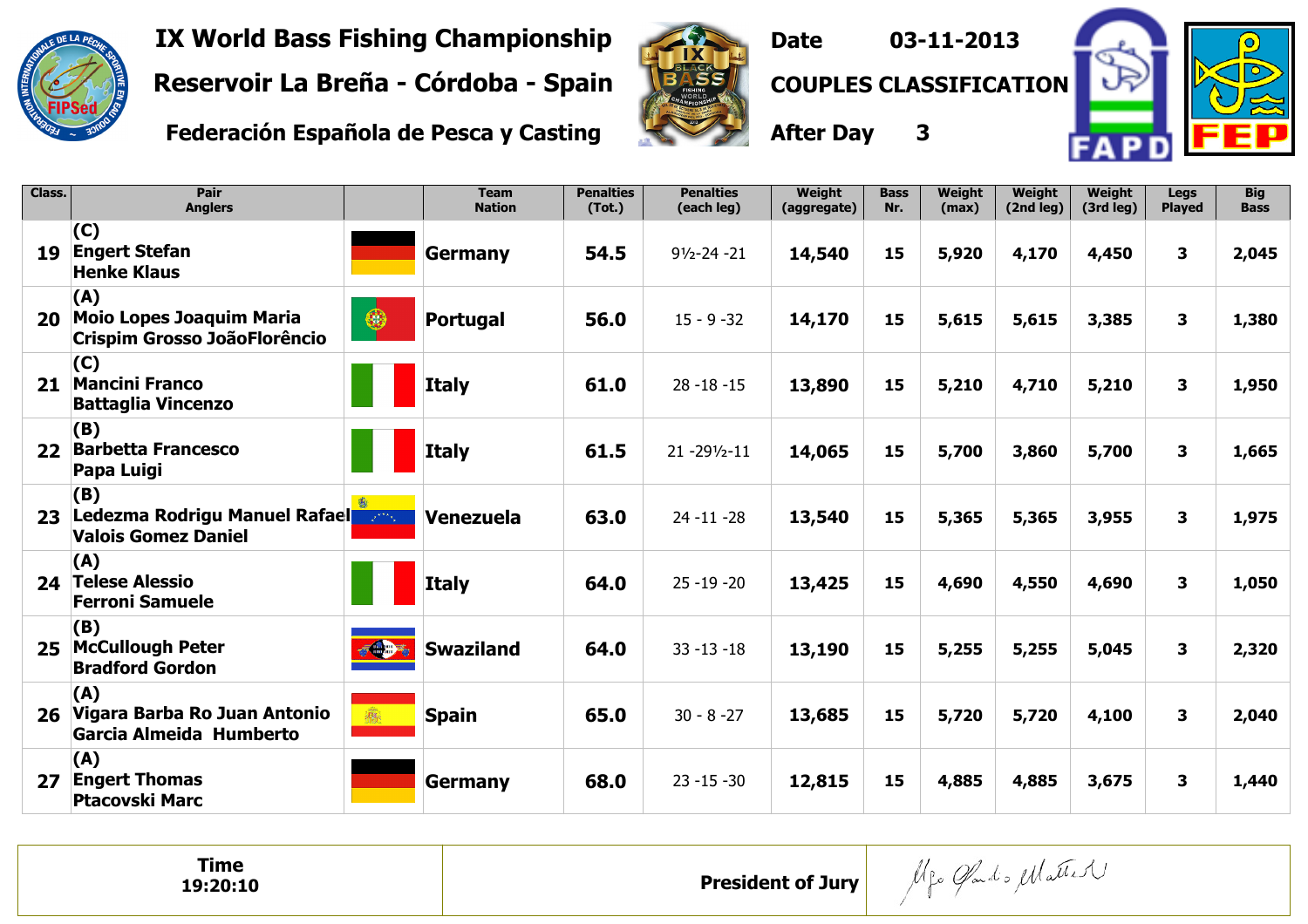# IX World Bass Fishing Championship

## Reservoir La Breña - Córdoba - Spain

### Federación Española de Pesca y Casting

**Date** 03-11-2013

**COUPLES CLASSIFICATION**

**After Day** 3

| Class. | Pair Anglers | | Team Nation | Penalties (Tot.) | Penalties (each leg) | Weight (aggregate) | Bass Nr. | Weight (max) | Weight (2nd leg) | Weight (3rd leg) | Legs Played | Big Bass |
|---|---|---|---|---|---|---|---|---|---|---|---|---|
| 19 | (C) Engert Stefan Henke Klaus | | Germany | 54.5 | 9½-24 -21 | 14,540 | 15 | 5,920 | 4,170 | 4,450 | 3 | 2,045 |
| 20 | (A) Moio Lopes Joaquim Maria Crispim Grosso JoãoFlorêncio | | Portugal | 56.0 | 15 - 9 -32 | 14,170 | 15 | 5,615 | 5,615 | 3,385 | 3 | 1,380 |
| 21 | (C) Mancini Franco Battaglia Vincenzo | | Italy | 61.0 | 28 -18 -15 | 13,890 | 15 | 5,210 | 4,710 | 5,210 | 3 | 1,950 |
| 22 | (B) Barbetta Francesco Papa Luigi | | Italy | 61.5 | 21 -29½-11 | 14,065 | 15 | 5,700 | 3,860 | 5,700 | 3 | 1,665 |
| 23 | (B) Ledezma Rodrigu Manuel Rafael Valois Gomez Daniel | | Venezuela | 63.0 | 24 -11 -28 | 13,540 | 15 | 5,365 | 5,365 | 3,955 | 3 | 1,975 |
| 24 | (A) Telese Alessio Ferroni Samuele | | Italy | 64.0 | 25 -19 -20 | 13,425 | 15 | 4,690 | 4,550 | 4,690 | 3 | 1,050 |
| 25 | (B) McCullough Peter Bradford Gordon | | Swaziland | 64.0 | 33 -13 -18 | 13,190 | 15 | 5,255 | 5,255 | 5,045 | 3 | 2,320 |
| 26 | (A) Vigara Barba Ro Juan Antonio Garcia Almeida Humberto | | Spain | 65.0 | 30 - 8 -27 | 13,685 | 15 | 5,720 | 5,720 | 4,100 | 3 | 2,040 |
| 27 | (A) Engert Thomas Ptacovski Marc | | Germany | 68.0 | 23 -15 -30 | 12,815 | 15 | 4,885 | 4,885 | 3,675 | 3 | 1,440 |

| Time 19:20:10 | President of Jury | |
|---|---|---|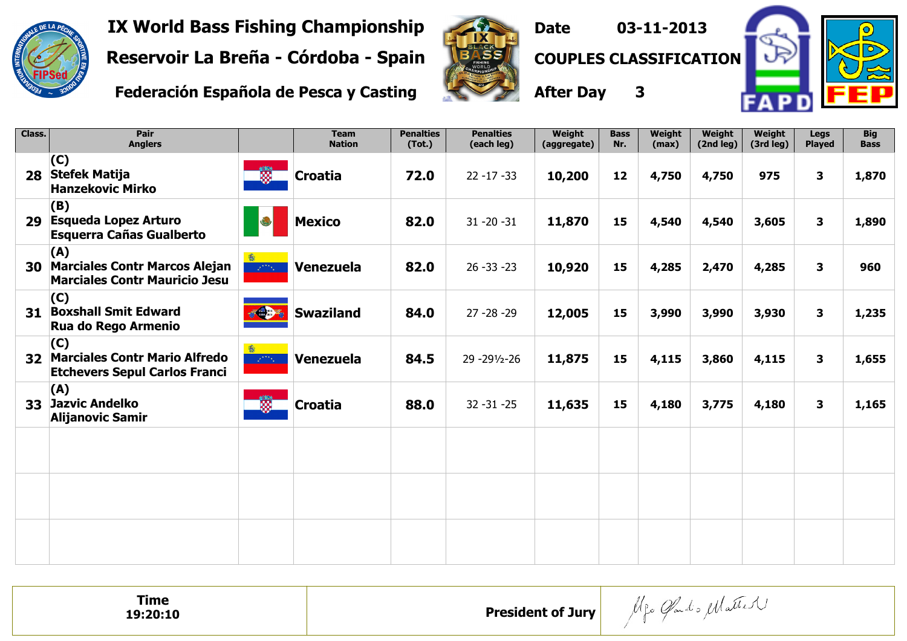# IX World Bass Fishing Championship

## Reservoir La Breña - Córdoba - Spain

### Federación Española de Pesca y Casting

**Date** 03-11-2013

**COUPLES CLASSIFICATION**

**After Day** 3

| Class. | Pair Anglers | | Team Nation | Penalties (Tot.) | Penalties (each leg) | Weight (aggregate) | Bass Nr. | Weight (max) | Weight (2nd leg) | Weight (3rd leg) | Legs Played | Big Bass |
|---|---|---|---|---|---|---|---|---|---|---|---|---|
| 28 | (C) Stefek Matija Hanzekovic Mirko | | Croatia | 72.0 | 22 -17 -33 | 10,200 | 12 | 4,750 | 4,750 | 975 | 3 | 1,870 |
| 29 | (B) Esqueda Lopez Arturo Esquerra Cañas Gualberto | | Mexico | 82.0 | 31 -20 -31 | 11,870 | 15 | 4,540 | 4,540 | 3,605 | 3 | 1,890 |
| 30 | (A) Marciales Contr Marcos Alejan Marciales Contr Mauricio Jesu | | Venezuela | 82.0 | 26 -33 -23 | 10,920 | 15 | 4,285 | 2,470 | 4,285 | 3 | 960 |
| 31 | (C) Boxshall Smit Edward Rua do Rego Armenio | | Swaziland | 84.0 | 27 -28 -29 | 12,005 | 15 | 3,990 | 3,990 | 3,930 | 3 | 1,235 |
| 32 | (C) Marciales Contr Mario Alfredo Etchevers Sepul Carlos Franci | | Venezuela | 84.5 | 29 -29½-26 | 11,875 | 15 | 4,115 | 3,860 | 4,115 | 3 | 1,655 |
| 33 | (A) Jazvic Andelko Alijanovic Samir | | Croatia | 88.0 | 32 -31 -25 | 11,635 | 15 | 4,180 | 3,775 | 4,180 | 3 | 1,165 |

**Time** 19:20:10

**President of Jury**